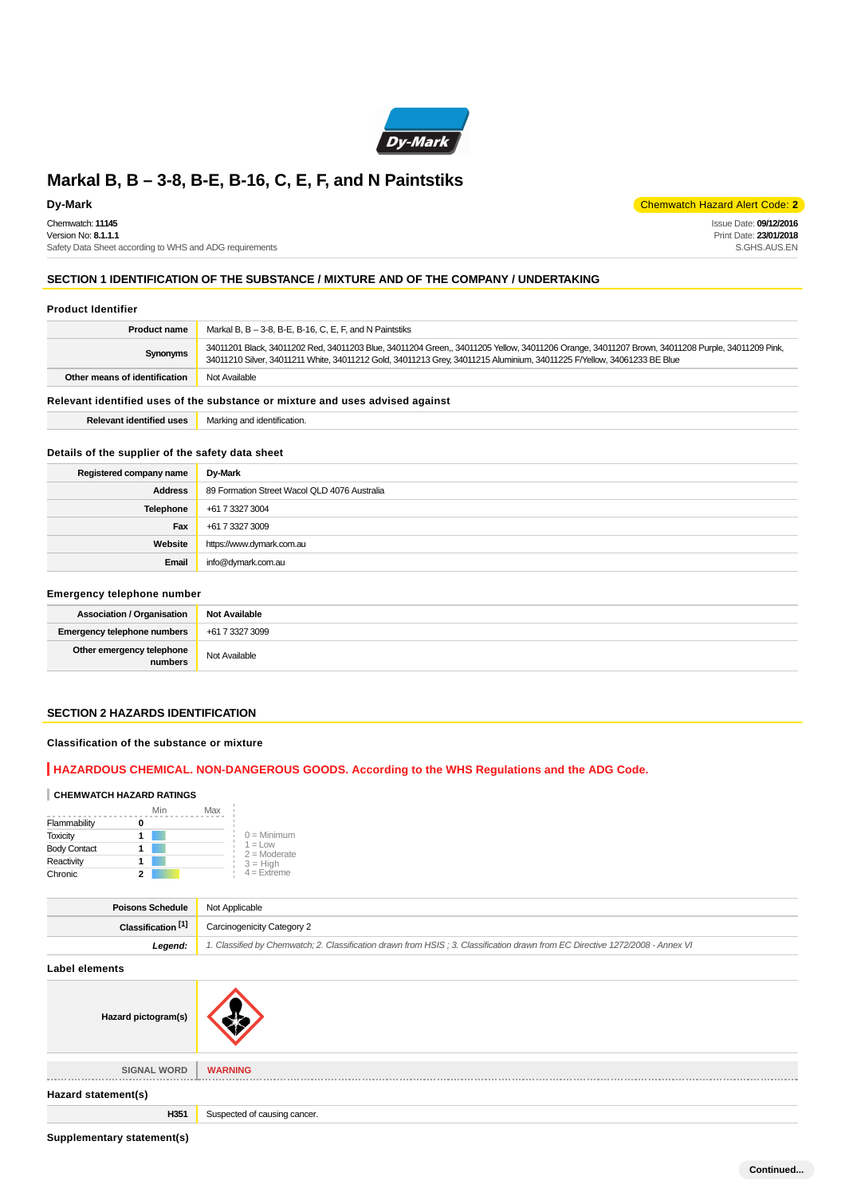# Markal B, B – 3-8, B-E, B-16, C, E, F, and N Paintstiks

**Dy-Mark**

Chemwatch Hazard Alert Code: **2**

Chemwatch: **11145**
Version No: **8.1.1.1**
Safety Data Sheet according to WHS and ADG requirements

Issue Date: **09/12/2016**
Print Date: **23/01/2018**
S.GHS.AUS.EN

## SECTION 1 IDENTIFICATION OF THE SUBSTANCE / MIXTURE AND OF THE COMPANY / UNDERTAKING

### Product Identifier

| | |
|---|---|
| **Product name** | Markal B, B – 3-8, B-E, B-16, C, E, F, and N Paintstiks |
| **Synonyms** | 34011201 Black, 34011202 Red, 34011203 Blue, 34011204 Green,, 34011205 Yellow, 34011206 Orange, 34011207 Brown, 34011208 Purple, 34011209 Pink, 34011210 Silver, 34011211 White, 34011212 Gold, 34011213 Grey, 34011215 Aluminium, 34011225 F/Yellow, 34061233 BE Blue |
| **Other means of identification** | Not Available |

### Relevant identified uses of the substance or mixture and uses advised against

| | |
|---|---|
| **Relevant identified uses** | Marking and identification. |

### Details of the supplier of the safety data sheet

| | |
|---|---|
| **Registered company name** | **Dy-Mark** |
| **Address** | 89 Formation Street Wacol QLD 4076 Australia |
| **Telephone** | +61 7 3327 3004 |
| **Fax** | +61 7 3327 3009 |
| **Website** | https://www.dymark.com.au |
| **Email** | info@dymark.com.au |

### Emergency telephone number

| | |
|---|---|
| **Association / Organisation** | **Not Available** |
| **Emergency telephone numbers** | +61 7 3327 3099 |
| **Other emergency telephone numbers** | Not Available |

## SECTION 2 HAZARDS IDENTIFICATION

### Classification of the substance or mixture

**HAZARDOUS CHEMICAL. NON-DANGEROUS GOODS. According to the WHS Regulations and the ADG Code.**

**CHEMWATCH HAZARD RATINGS**

| | Rating |
|---|---|
| Flammability | 0 |
| Toxicity | 1 |
| Body Contact | 1 |
| Reactivity | 1 |
| Chronic | 2 |

0 = Minimum
1 = Low
2 = Moderate
3 = High
4 = Extreme

| | |
|---|---|
| **Poisons Schedule** | Not Applicable |
| **Classification [1]** | Carcinogenicity Category 2 |
| ***Legend:*** | *1. Classified by Chemwatch; 2. Classification drawn from HSIS ; 3. Classification drawn from EC Directive 1272/2008 - Annex VI* |

### Label elements

| | |
|---|---|
| **Hazard pictogram(s)** | |
| **SIGNAL WORD** | **WARNING** |

### Hazard statement(s)

| | |
|---|---|
| **H351** | Suspected of causing cancer. |

### Supplementary statement(s)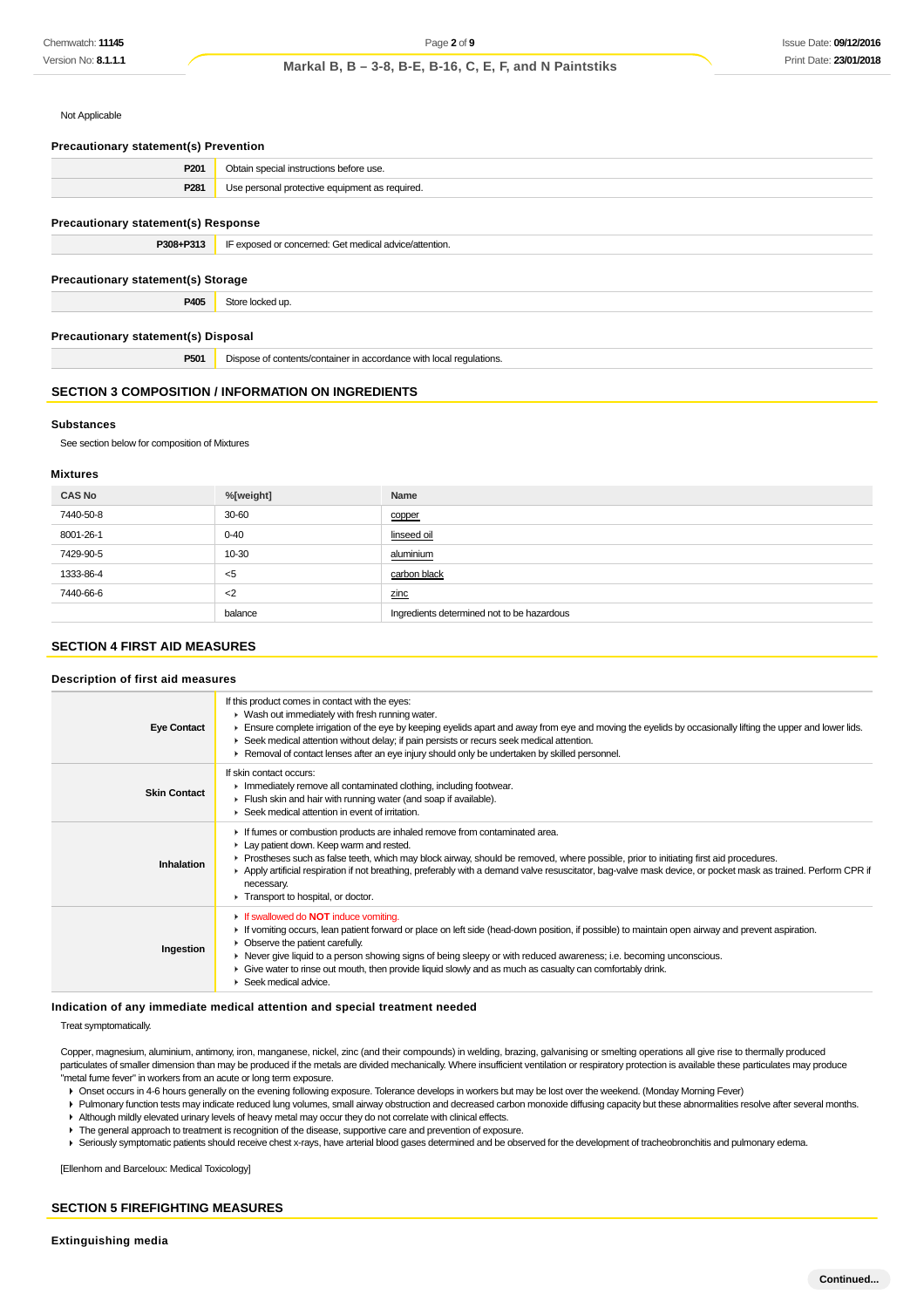Not Applicable

### Precautionary statement(s) Prevention

| | |
|---|---|
| **P201** | Obtain special instructions before use. |
| **P281** | Use personal protective equipment as required. |

### Precautionary statement(s) Response

| | |
|---|---|
| **P308+P313** | IF exposed or concerned: Get medical advice/attention. |

### Precautionary statement(s) Storage

| | |
|---|---|
| **P405** | Store locked up. |

### Precautionary statement(s) Disposal

| | |
|---|---|
| **P501** | Dispose of contents/container in accordance with local regulations. |

## SECTION 3 COMPOSITION / INFORMATION ON INGREDIENTS

### Substances

See section below for composition of Mixtures

### Mixtures

| CAS No | %[weight] | Name |
|---|---|---|
| 7440-50-8 | 30-60 | copper |
| 8001-26-1 | 0-40 | linseed oil |
| 7429-90-5 | 10-30 | aluminium |
| 1333-86-4 | <5 | carbon black |
| 7440-66-6 | <2 | zinc |
| | balance | Ingredients determined not to be hazardous |

## SECTION 4 FIRST AID MEASURES

### Description of first aid measures

| | |
|---|---|
| **Eye Contact** | If this product comes in contact with the eyes:<br>- Wash out immediately with fresh running water.<br>- Ensure complete irrigation of the eye by keeping eyelids apart and away from eye and moving the eyelids by occasionally lifting the upper and lower lids.<br>- Seek medical attention without delay; if pain persists or recurs seek medical attention.<br>- Removal of contact lenses after an eye injury should only be undertaken by skilled personnel. |
| **Skin Contact** | If skin contact occurs:<br>- Immediately remove all contaminated clothing, including footwear.<br>- Flush skin and hair with running water (and soap if available).<br>- Seek medical attention in event of irritation. |
| **Inhalation** | - If fumes or combustion products are inhaled remove from contaminated area.<br>- Lay patient down. Keep warm and rested.<br>- Prostheses such as false teeth, which may block airway, should be removed, where possible, prior to initiating first aid procedures.<br>- Apply artificial respiration if not breathing, preferably with a demand valve resuscitator, bag-valve mask device, or pocket mask as trained. Perform CPR if necessary.<br>- Transport to hospital, or doctor. |
| **Ingestion** | - If swallowed do **NOT** induce vomiting.<br>- If vomiting occurs, lean patient forward or place on left side (head-down position, if possible) to maintain open airway and prevent aspiration.<br>- Observe the patient carefully.<br>- Never give liquid to a person showing signs of being sleepy or with reduced awareness; i.e. becoming unconscious.<br>- Give water to rinse out mouth, then provide liquid slowly and as much as casualty can comfortably drink.<br>- Seek medical advice. |

### Indication of any immediate medical attention and special treatment needed

Treat symptomatically.

Copper, magnesium, aluminium, antimony, iron, manganese, nickel, zinc (and their compounds) in welding, brazing, galvanising or smelting operations all give rise to thermally produced particulates of smaller dimension than may be produced if the metals are divided mechanically. Where insufficient ventilation or respiratory protection is available these particulates may produce "metal fume fever" in workers from an acute or long term exposure.

- Onset occurs in 4-6 hours generally on the evening following exposure. Tolerance develops in workers but may be lost over the weekend. (Monday Morning Fever)
- Pulmonary function tests may indicate reduced lung volumes, small airway obstruction and decreased carbon monoxide diffusing capacity but these abnormalities resolve after several months.
- Although mildly elevated urinary levels of heavy metal may occur they do not correlate with clinical effects.
- The general approach to treatment is recognition of the disease, supportive care and prevention of exposure.
- Seriously symptomatic patients should receive chest x-rays, have arterial blood gases determined and be observed for the development of tracheobronchitis and pulmonary edema.

[Ellenhorn and Barceloux: Medical Toxicology]

## SECTION 5 FIREFIGHTING MEASURES

### Extinguishing media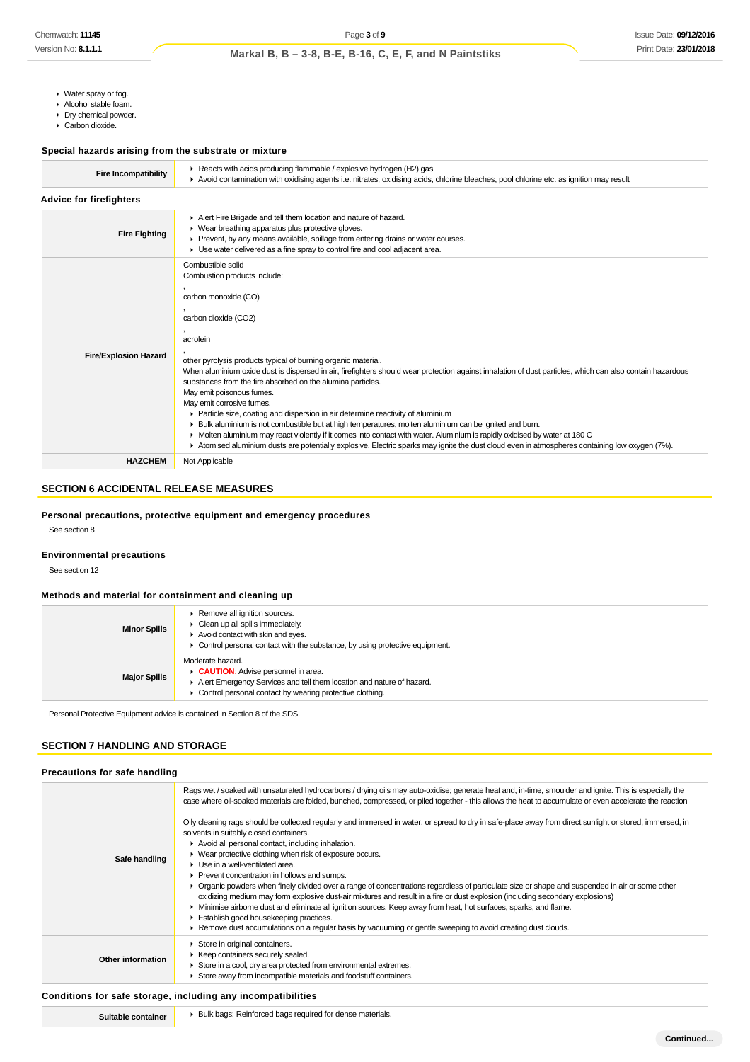- Water spray or fog.
- Alcohol stable foam.
- Dry chemical powder.
- Carbon dioxide.

### Special hazards arising from the substrate or mixture

| | |
|---|---|
| **Fire Incompatibility** | ▸ Reacts with acids producing flammable / explosive hydrogen (H2) gas<br>▸ Avoid contamination with oxidising agents i.e. nitrates, oxidising acids, chlorine bleaches, pool chlorine etc. as ignition may result |

### Advice for firefighters

| | |
|---|---|
| **Fire Fighting** | ▸ Alert Fire Brigade and tell them location and nature of hazard.<br>▸ Wear breathing apparatus plus protective gloves.<br>▸ Prevent, by any means available, spillage from entering drains or water courses.<br>▸ Use water delivered as a fine spray to control fire and cool adjacent area. |
| **Fire/Explosion Hazard** | Combustible solid<br>Combustion products include:<br>,<br>carbon monoxide (CO)<br>,<br>carbon dioxide (CO2)<br>,<br>acrolein<br>,<br>other pyrolysis products typical of burning organic material.<br>When aluminium oxide dust is dispersed in air, firefighters should wear protection against inhalation of dust particles, which can also contain hazardous substances from the fire absorbed on the alumina particles.<br>May emit poisonous fumes.<br>May emit corrosive fumes.<br>▸ Particle size, coating and dispersion in air determine reactivity of aluminium<br>▸ Bulk aluminium is not combustible but at high temperatures, molten aluminium can be ignited and burn.<br>▸ Molten aluminium may react violently if it comes into contact with water. Aluminium is rapidly oxidised by water at 180 C<br>▸ Atomised aluminium dusts are potentially explosive. Electric sparks may ignite the dust cloud even in atmospheres containing low oxygen (7%). |
| **HAZCHEM** | Not Applicable |

## SECTION 6 ACCIDENTAL RELEASE MEASURES

### Personal precautions, protective equipment and emergency procedures

See section 8

### Environmental precautions

See section 12

### Methods and material for containment and cleaning up

| | |
|---|---|
| **Minor Spills** | ▸ Remove all ignition sources.<br>▸ Clean up all spills immediately.<br>▸ Avoid contact with skin and eyes.<br>▸ Control personal contact with the substance, by using protective equipment. |
| **Major Spills** | Moderate hazard.<br>▸ **CAUTION**: Advise personnel in area.<br>▸ Alert Emergency Services and tell them location and nature of hazard.<br>▸ Control personal contact by wearing protective clothing. |

Personal Protective Equipment advice is contained in Section 8 of the SDS.

## SECTION 7 HANDLING AND STORAGE

### Precautions for safe handling

| | |
|---|---|
| **Safe handling** | Rags wet / soaked with unsaturated hydrocarbons / drying oils may auto-oxidise; generate heat and, in-time, smoulder and ignite. This is especially the case where oil-soaked materials are folded, bunched, compressed, or piled together - this allows the heat to accumulate or even accelerate the reaction<br><br>Oily cleaning rags should be collected regularly and immersed in water, or spread to dry in safe-place away from direct sunlight or stored, immersed, in solvents in suitably closed containers.<br>▸ Avoid all personal contact, including inhalation.<br>▸ Wear protective clothing when risk of exposure occurs.<br>▸ Use in a well-ventilated area.<br>▸ Prevent concentration in hollows and sumps.<br>▸ Organic powders when finely divided over a range of concentrations regardless of particulate size or shape and suspended in air or some other oxidizing medium may form explosive dust-air mixtures and result in a fire or dust explosion (including secondary explosions)<br>▸ Minimise airborne dust and eliminate all ignition sources. Keep away from heat, hot surfaces, sparks, and flame.<br>▸ Establish good housekeeping practices.<br>▸ Remove dust accumulations on a regular basis by vacuuming or gentle sweeping to avoid creating dust clouds. |
| **Other information** | ▸ Store in original containers.<br>▸ Keep containers securely sealed.<br>▸ Store in a cool, dry area protected from environmental extremes.<br>▸ Store away from incompatible materials and foodstuff containers. |

### Conditions for safe storage, including any incompatibilities

| | |
|---|---|
| **Suitable container** | ▸ Bulk bags: Reinforced bags required for dense materials. |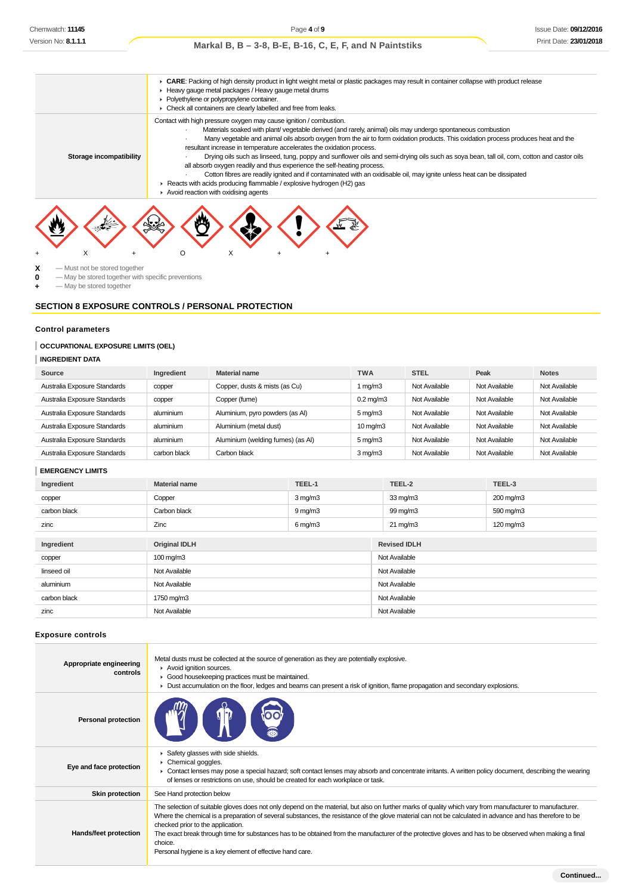|  |  |
|---|---|
|  | ▸ **CARE**: Packing of high density product in light weight metal or plastic packages may result in container collapse with product release<br>▸ Heavy gauge metal packages / Heavy gauge metal drums<br>▸ Polyethylene or polypropylene container.<br>▸ Check all containers are clearly labelled and free from leaks. |
| **Storage incompatibility** | Contact with high pressure oxygen may cause ignition / combustion.<br>· Materials soaked with plant/ vegetable derived (and rarely, animal) oils may undergo spontaneous combustion<br>· Many vegetable and animal oils absorb oxygen from the air to form oxidation products. This oxidation process produces heat and the resultant increase in temperature accelerates the oxidation process.<br>· Drying oils such as linseed, tung, poppy and sunflower oils and semi-drying oils such as soya bean, tall oil, corn, cotton and castor oils all absorb oxygen readily and thus experience the self-heating process.<br>· Cotton fibres are readily ignited and if contaminated with an oxidisable oil, may ignite unless heat can be dissipated<br>▸ Reacts with acids producing flammable / explosive hydrogen (H2) gas<br>▸ Avoid reaction with oxidising agents |

\+ X + O X + +

**X** — Must not be stored together
**0** — May be stored together with specific preventions
**+** — May be stored together

## SECTION 8 EXPOSURE CONTROLS / PERSONAL PROTECTION

### Control parameters

#### OCCUPATIONAL EXPOSURE LIMITS (OEL)

#### INGREDIENT DATA

| Source | Ingredient | Material name | TWA | STEL | Peak | Notes |
|---|---|---|---|---|---|---|
| Australia Exposure Standards | copper | Copper, dusts & mists (as Cu) | 1 mg/m3 | Not Available | Not Available | Not Available |
| Australia Exposure Standards | copper | Copper (fume) | 0.2 mg/m3 | Not Available | Not Available | Not Available |
| Australia Exposure Standards | aluminium | Aluminium, pyro powders (as Al) | 5 mg/m3 | Not Available | Not Available | Not Available |
| Australia Exposure Standards | aluminium | Aluminium (metal dust) | 10 mg/m3 | Not Available | Not Available | Not Available |
| Australia Exposure Standards | aluminium | Aluminium (welding fumes) (as Al) | 5 mg/m3 | Not Available | Not Available | Not Available |
| Australia Exposure Standards | carbon black | Carbon black | 3 mg/m3 | Not Available | Not Available | Not Available |

#### EMERGENCY LIMITS

| Ingredient | Material name | TEEL-1 | TEEL-2 | TEEL-3 |
|---|---|---|---|---|
| copper | Copper | 3 mg/m3 | 33 mg/m3 | 200 mg/m3 |
| carbon black | Carbon black | 9 mg/m3 | 99 mg/m3 | 590 mg/m3 |
| zinc | Zinc | 6 mg/m3 | 21 mg/m3 | 120 mg/m3 |

| Ingredient | Original IDLH | Revised IDLH |
|---|---|---|
| copper | 100 mg/m3 | Not Available |
| linseed oil | Not Available | Not Available |
| aluminium | Not Available | Not Available |
| carbon black | 1750 mg/m3 | Not Available |
| zinc | Not Available | Not Available |

### Exposure controls

|  |  |
|---|---|
| **Appropriate engineering controls** | Metal dusts must be collected at the source of generation as they are potentially explosive.<br>▸ Avoid ignition sources.<br>▸ Good housekeeping practices must be maintained.<br>▸ Dust accumulation on the floor, ledges and beams can present a risk of ignition, flame propagation and secondary explosions. |
| **Personal protection** |  |
| **Eye and face protection** | ▸ Safety glasses with side shields.<br>▸ Chemical goggles.<br>▸ Contact lenses may pose a special hazard; soft contact lenses may absorb and concentrate irritants. A written policy document, describing the wearing of lenses or restrictions on use, should be created for each workplace or task. |
| **Skin protection** | See Hand protection below |
| **Hands/feet protection** | The selection of suitable gloves does not only depend on the material, but also on further marks of quality which vary from manufacturer to manufacturer. Where the chemical is a preparation of several substances, the resistance of the glove material can not be calculated in advance and has therefore to be checked prior to the application.<br>The exact break through time for substances has to be obtained from the manufacturer of the protective gloves and has to be observed when making a final choice.<br>Personal hygiene is a key element of effective hand care. |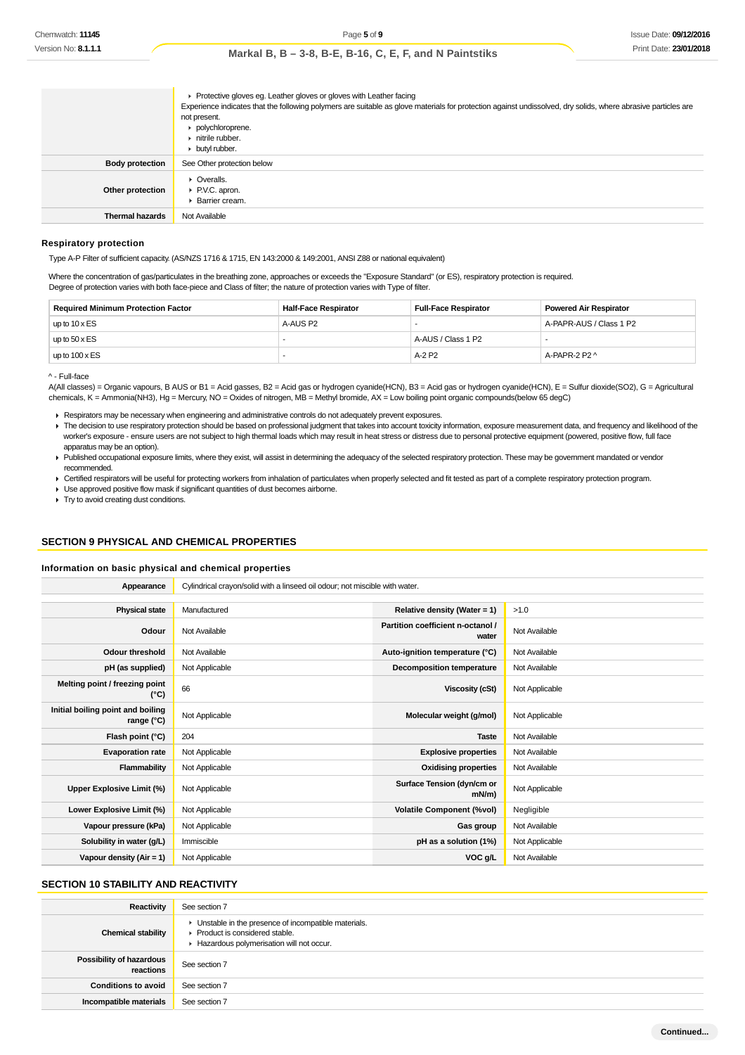| | |
|---|---|
| | ▸ Protective gloves eg. Leather gloves or gloves with Leather facing<br>Experience indicates that the following polymers are suitable as glove materials for protection against undissolved, dry solids, where abrasive particles are not present.<br>▸ polychloroprene.<br>▸ nitrile rubber.<br>▸ butyl rubber. |
| **Body protection** | See Other protection below |
| **Other protection** | ▸ Overalls.<br>▸ P.V.C. apron.<br>▸ Barrier cream. |
| **Thermal hazards** | Not Available |

### Respiratory protection

Type A-P Filter of sufficient capacity. (AS/NZS 1716 & 1715, EN 143:2000 & 149:2001, ANSI Z88 or national equivalent)

Where the concentration of gas/particulates in the breathing zone, approaches or exceeds the "Exposure Standard" (or ES), respiratory protection is required.
Degree of protection varies with both face-piece and Class of filter; the nature of protection varies with Type of filter.

| Required Minimum Protection Factor | Half-Face Respirator | Full-Face Respirator | Powered Air Respirator |
|---|---|---|---|
| up to 10 x ES | A-AUS P2 | - | A-PAPR-AUS / Class 1 P2 |
| up to 50 x ES | - | A-AUS / Class 1 P2 | - |
| up to 100 x ES | - | A-2 P2 | A-PAPR-2 P2 ^ |

^ - Full-face
A(All classes) = Organic vapours, B AUS or B1 = Acid gasses, B2 = Acid gas or hydrogen cyanide(HCN), B3 = Acid gas or hydrogen cyanide(HCN), E = Sulfur dioxide(SO2), G = Agricultural chemicals, K = Ammonia(NH3), Hg = Mercury, NO = Oxides of nitrogen, MB = Methyl bromide, AX = Low boiling point organic compounds(below 65 degC)

- Respirators may be necessary when engineering and administrative controls do not adequately prevent exposures.
- The decision to use respiratory protection should be based on professional judgment that takes into account toxicity information, exposure measurement data, and frequency and likelihood of the worker's exposure - ensure users are not subject to high thermal loads which may result in heat stress or distress due to personal protective equipment (powered, positive flow, full face apparatus may be an option).
- Published occupational exposure limits, where they exist, will assist in determining the adequacy of the selected respiratory protection. These may be government mandated or vendor recommended.
- Certified respirators will be useful for protecting workers from inhalation of particulates when properly selected and fit tested as part of a complete respiratory protection program.
- Use approved positive flow mask if significant quantities of dust becomes airborne.
- Try to avoid creating dust conditions.

## SECTION 9 PHYSICAL AND CHEMICAL PROPERTIES

### Information on basic physical and chemical properties

| | | | |
|---|---|---|---|
| **Appearance** | Cylindrical crayon/solid with a linseed oil odour; not miscible with water. | | |
| **Physical state** | Manufactured | **Relative density (Water = 1)** | >1.0 |
| **Odour** | Not Available | **Partition coefficient n-octanol / water** | Not Available |
| **Odour threshold** | Not Available | **Auto-ignition temperature (°C)** | Not Available |
| **pH (as supplied)** | Not Applicable | **Decomposition temperature** | Not Available |
| **Melting point / freezing point (°C)** | 66 | **Viscosity (cSt)** | Not Applicable |
| **Initial boiling point and boiling range (°C)** | Not Applicable | **Molecular weight (g/mol)** | Not Applicable |
| **Flash point (°C)** | 204 | **Taste** | Not Available |
| **Evaporation rate** | Not Applicable | **Explosive properties** | Not Available |
| **Flammability** | Not Applicable | **Oxidising properties** | Not Available |
| **Upper Explosive Limit (%)** | Not Applicable | **Surface Tension (dyn/cm or mN/m)** | Not Applicable |
| **Lower Explosive Limit (%)** | Not Applicable | **Volatile Component (%vol)** | Negligible |
| **Vapour pressure (kPa)** | Not Applicable | **Gas group** | Not Available |
| **Solubility in water (g/L)** | Immiscible | **pH as a solution (1%)** | Not Applicable |
| **Vapour density (Air = 1)** | Not Applicable | **VOC g/L** | Not Available |

## SECTION 10 STABILITY AND REACTIVITY

| | |
|---|---|
| **Reactivity** | See section 7 |
| **Chemical stability** | ▸ Unstable in the presence of incompatible materials.<br>▸ Product is considered stable.<br>▸ Hazardous polymerisation will not occur. |
| **Possibility of hazardous reactions** | See section 7 |
| **Conditions to avoid** | See section 7 |
| **Incompatible materials** | See section 7 |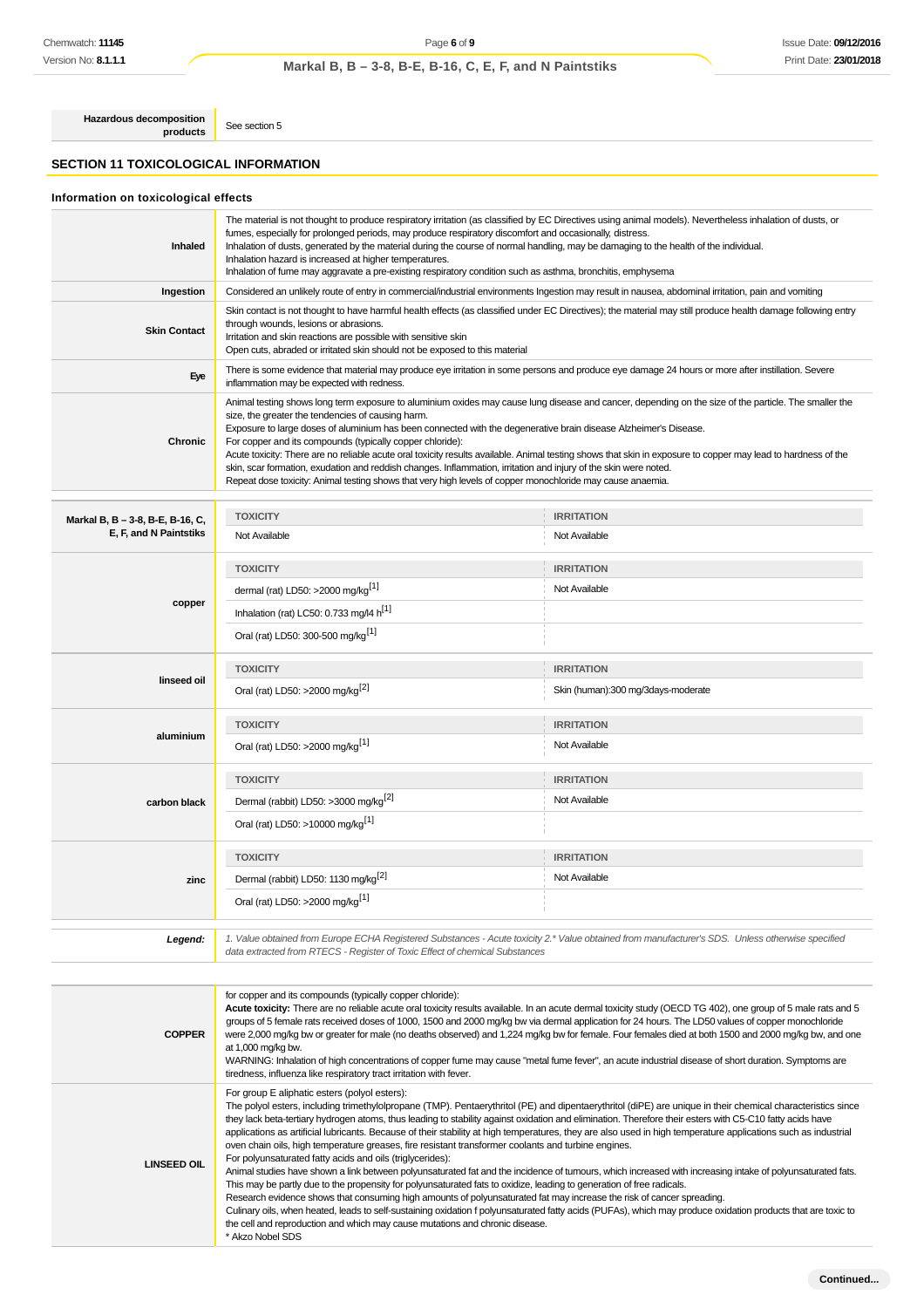| | |
|---|---|
| **Hazardous decomposition products** | See section 5 |

## SECTION 11 TOXICOLOGICAL INFORMATION

### Information on toxicological effects

| | |
|---|---|
| **Inhaled** | The material is not thought to produce respiratory irritation (as classified by EC Directives using animal models). Nevertheless inhalation of dusts, or fumes, especially for prolonged periods, may produce respiratory discomfort and occasionally, distress.<br>Inhalation of dusts, generated by the material during the course of normal handling, may be damaging to the health of the individual.<br>Inhalation hazard is increased at higher temperatures.<br>Inhalation of fume may aggravate a pre-existing respiratory condition such as asthma, bronchitis, emphysema |
| **Ingestion** | Considered an unlikely route of entry in commercial/industrial environments Ingestion may result in nausea, abdominal irritation, pain and vomiting |
| **Skin Contact** | Skin contact is not thought to have harmful health effects (as classified under EC Directives); the material may still produce health damage following entry through wounds, lesions or abrasions.<br>Irritation and skin reactions are possible with sensitive skin<br>Open cuts, abraded or irritated skin should not be exposed to this material |
| **Eye** | There is some evidence that material may produce eye irritation in some persons and produce eye damage 24 hours or more after instillation. Severe inflammation may be expected with redness. |
| **Chronic** | Animal testing shows long term exposure to aluminium oxides may cause lung disease and cancer, depending on the size of the particle. The smaller the size, the greater the tendencies of causing harm.<br>Exposure to large doses of aluminium has been connected with the degenerative brain disease Alzheimer's Disease.<br>For copper and its compounds (typically copper chloride):<br>Acute toxicity: There are no reliable acute oral toxicity results available. Animal testing shows that skin in exposure to copper may lead to hardness of the skin, scar formation, exudation and reddish changes. Inflammation, irritation and injury of the skin were noted.<br>Repeat dose toxicity: Animal testing shows that very high levels of copper monochloride may cause anaemia. |

| | TOXICITY | IRRITATION |
|---|---|---|
| **Markal B, B – 3-8, B-E, B-16, C, E, F, and N Paintstiks** | Not Available | Not Available |
| **copper** | dermal (rat) LD50: >2000 mg/kg[1] | Not Available |
| | Inhalation (rat) LC50: 0.733 mg/l4 h[1] | |
| | Oral (rat) LD50: 300-500 mg/kg[1] | |
| **linseed oil** | Oral (rat) LD50: >2000 mg/kg[2] | Skin (human):300 mg/3days-moderate |
| **aluminium** | Oral (rat) LD50: >2000 mg/kg[1] | Not Available |
| **carbon black** | Dermal (rabbit) LD50: >3000 mg/kg[2] | Not Available |
| | Oral (rat) LD50: >10000 mg/kg[1] | |
| **zinc** | Dermal (rabbit) LD50: 1130 mg/kg[2] | Not Available |
| | Oral (rat) LD50: >2000 mg/kg[1] | |

| | |
|---|---|
| ***Legend:*** | *1. Value obtained from Europe ECHA Registered Substances - Acute toxicity 2.\* Value obtained from manufacturer's SDS. Unless otherwise specified data extracted from RTECS - Register of Toxic Effect of chemical Substances* |

| | |
|---|---|
| **COPPER** | for copper and its compounds (typically copper chloride):<br>**Acute toxicity:** There are no reliable acute oral toxicity results available. In an acute dermal toxicity study (OECD TG 402), one group of 5 male rats and 5 groups of 5 female rats received doses of 1000, 1500 and 2000 mg/kg bw via dermal application for 24 hours. The LD50 values of copper monochloride were 2,000 mg/kg bw or greater for male (no deaths observed) and 1,224 mg/kg bw for female. Four females died at both 1500 and 2000 mg/kg bw, and one at 1,000 mg/kg bw.<br>WARNING: Inhalation of high concentrations of copper fume may cause "metal fume fever", an acute industrial disease of short duration. Symptoms are tiredness, influenza like respiratory tract irritation with fever. |
| **LINSEED OIL** | For group E aliphatic esters (polyol esters):<br>The polyol esters, including trimethylolpropane (TMP). Pentaerythritol (PE) and dipentaerythritol (diPE) are unique in their chemical characteristics since they lack beta-tertiary hydrogen atoms, thus leading to stability against oxidation and elimination. Therefore their esters with C5-C10 fatty acids have applications as artificial lubricants. Because of their stability at high temperatures, they are also used in high temperature applications such as industrial oven chain oils, high temperature greases, fire resistant transformer coolants and turbine engines.<br>For polyunsaturated fatty acids and oils (triglycerides):<br>Animal studies have shown a link between polyunsaturated fat and the incidence of tumours, which increased with increasing intake of polyunsaturated fats. This may be partly due to the propensity for polyunsaturated fats to oxidize, leading to generation of free radicals.<br>Research evidence shows that consuming high amounts of polyunsaturated fat may increase the risk of cancer spreading.<br>Culinary oils, when heated, leads to self-sustaining oxidation f polyunsaturated fatty acids (PUFAs), which may produce oxidation products that are toxic to the cell and reproduction and which may cause mutations and chronic disease.<br>* Akzo Nobel SDS |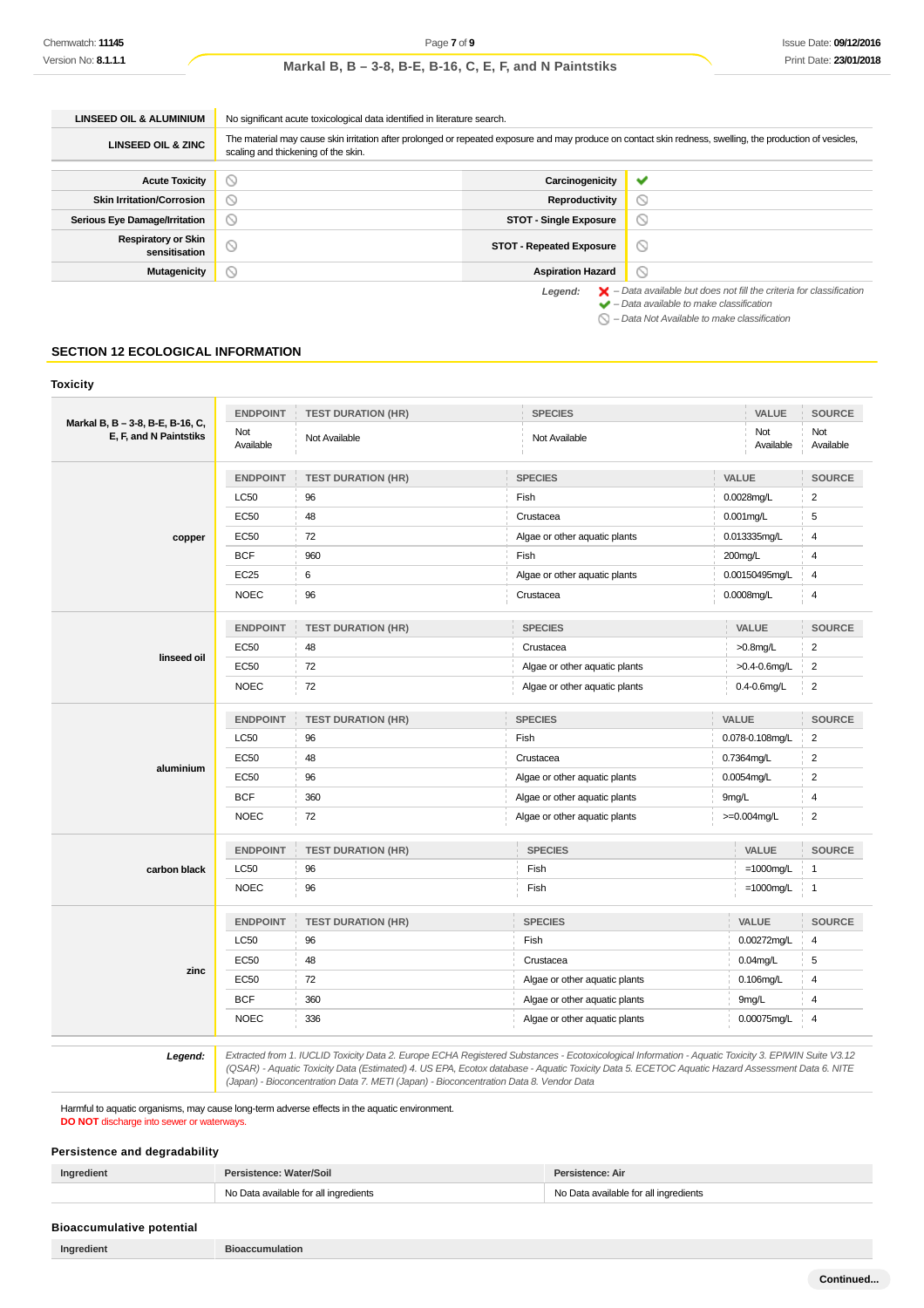| | |
|---|---|
| **LINSEED OIL & ALUMINIUM** | No significant acute toxicological data identified in literature search. |
| **LINSEED OIL & ZINC** | The material may cause skin irritation after prolonged or repeated exposure and may produce on contact skin redness, swelling, the production of vesicles, scaling and thickening of the skin. |

| | | | |
|---|---|---|---|
| **Acute Toxicity** | ⦸ | **Carcinogenicity** | ✔ |
| **Skin Irritation/Corrosion** | ⦸ | **Reproductivity** | ⦸ |
| **Serious Eye Damage/Irritation** | ⦸ | **STOT - Single Exposure** | ⦸ |
| **Respiratory or Skin sensitisation** | ⦸ | **STOT - Repeated Exposure** | ⦸ |
| **Mutagenicity** | ⦸ | **Aspiration Hazard** | ⦸ |

*Legend:* ✘ *– Data available but does not fill the criteria for classification*
✔ *– Data available to make classification*
⦸ *– Data Not Available to make classification*

## SECTION 12 ECOLOGICAL INFORMATION

### Toxicity

| | ENDPOINT | TEST DURATION (HR) | SPECIES | VALUE | SOURCE |
|---|---|---|---|---|---|
| **Markal B, B – 3-8, B-E, B-16, C, E, F, and N Paintstiks** | Not Available | Not Available | Not Available | Not Available | Not Available |
| **copper** | **ENDPOINT** | **TEST DURATION (HR)** | **SPECIES** | **VALUE** | **SOURCE** |
| | LC50 | 96 | Fish | 0.0028mg/L | 2 |
| | EC50 | 48 | Crustacea | 0.001mg/L | 5 |
| | EC50 | 72 | Algae or other aquatic plants | 0.013335mg/L | 4 |
| | BCF | 960 | Fish | 200mg/L | 4 |
| | EC25 | 6 | Algae or other aquatic plants | 0.00150495mg/L | 4 |
| | NOEC | 96 | Crustacea | 0.0008mg/L | 4 |
| **linseed oil** | **ENDPOINT** | **TEST DURATION (HR)** | **SPECIES** | **VALUE** | **SOURCE** |
| | EC50 | 48 | Crustacea | >0.8mg/L | 2 |
| | EC50 | 72 | Algae or other aquatic plants | >0.4-0.6mg/L | 2 |
| | NOEC | 72 | Algae or other aquatic plants | 0.4-0.6mg/L | 2 |
| **aluminium** | **ENDPOINT** | **TEST DURATION (HR)** | **SPECIES** | **VALUE** | **SOURCE** |
| | LC50 | 96 | Fish | 0.078-0.108mg/L | 2 |
| | EC50 | 48 | Crustacea | 0.7364mg/L | 2 |
| | EC50 | 96 | Algae or other aquatic plants | 0.0054mg/L | 2 |
| | BCF | 360 | Algae or other aquatic plants | 9mg/L | 4 |
| | NOEC | 72 | Algae or other aquatic plants | >=0.004mg/L | 2 |
| **carbon black** | **ENDPOINT** | **TEST DURATION (HR)** | **SPECIES** | **VALUE** | **SOURCE** |
| | LC50 | 96 | Fish | =1000mg/L | 1 |
| | NOEC | 96 | Fish | =1000mg/L | 1 |
| **zinc** | **ENDPOINT** | **TEST DURATION (HR)** | **SPECIES** | **VALUE** | **SOURCE** |
| | LC50 | 96 | Fish | 0.00272mg/L | 4 |
| | EC50 | 48 | Crustacea | 0.04mg/L | 5 |
| | EC50 | 72 | Algae or other aquatic plants | 0.106mg/L | 4 |
| | BCF | 360 | Algae or other aquatic plants | 9mg/L | 4 |
| | NOEC | 336 | Algae or other aquatic plants | 0.00075mg/L | 4 |

***Legend:*** *Extracted from 1. IUCLID Toxicity Data 2. Europe ECHA Registered Substances - Ecotoxicological Information - Aquatic Toxicity 3. EPIWIN Suite V3.12 (QSAR) - Aquatic Toxicity Data (Estimated) 4. US EPA, Ecotox database - Aquatic Toxicity Data 5. ECETOC Aquatic Hazard Assessment Data 6. NITE (Japan) - Bioconcentration Data 7. METI (Japan) - Bioconcentration Data 8. Vendor Data*

Harmful to aquatic organisms, may cause long-term adverse effects in the aquatic environment.
**DO NOT** discharge into sewer or waterways.

### Persistence and degradability

| Ingredient | Persistence: Water/Soil | Persistence: Air |
|---|---|---|
| | No Data available for all ingredients | No Data available for all ingredients |

### Bioaccumulative potential

| Ingredient | Bioaccumulation |
|---|---|

Continued...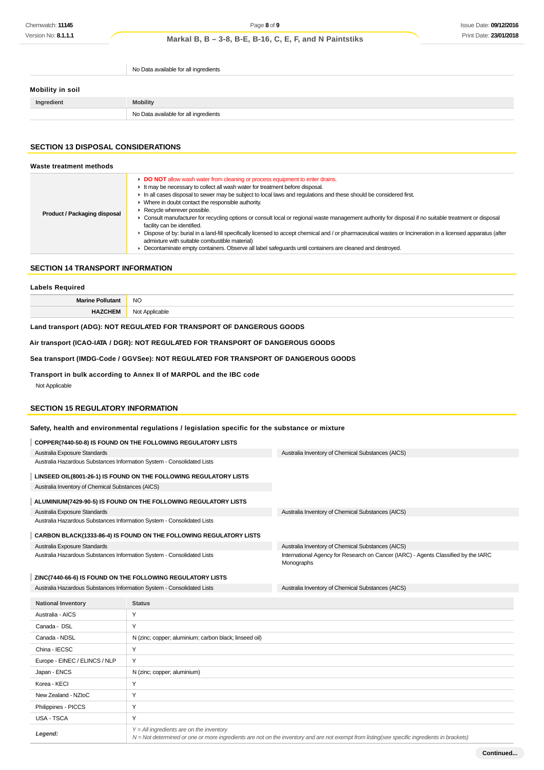| | |
|---|---|
| | No Data available for all ingredients |

### Mobility in soil

| Ingredient | Mobility |
|---|---|
| | No Data available for all ingredients |

## SECTION 13 DISPOSAL CONSIDERATIONS

### Waste treatment methods

| | |
|---|---|
| **Product / Packaging disposal** | ▸ **DO NOT** allow wash water from cleaning or process equipment to enter drains.<br>▸ It may be necessary to collect all wash water for treatment before disposal.<br>▸ In all cases disposal to sewer may be subject to local laws and regulations and these should be considered first.<br>▸ Where in doubt contact the responsible authority.<br>▸ Recycle wherever possible.<br>▸ Consult manufacturer for recycling options or consult local or regional waste management authority for disposal if no suitable treatment or disposal facility can be identified.<br>▸ Dispose of by: burial in a land-fill specifically licensed to accept chemical and / or pharmaceutical wastes or Incineration in a licensed apparatus (after admixture with suitable combustible material)<br>▸ Decontaminate empty containers. Observe all label safeguards until containers are cleaned and destroyed. |

## SECTION 14 TRANSPORT INFORMATION

### Labels Required

| | |
|---|---|
| **Marine Pollutant** | NO |
| **HAZCHEM** | Not Applicable |

**Land transport (ADG): NOT REGULATED FOR TRANSPORT OF DANGEROUS GOODS**

**Air transport (ICAO-IATA / DGR): NOT REGULATED FOR TRANSPORT OF DANGEROUS GOODS**

**Sea transport (IMDG-Code / GGVSee): NOT REGULATED FOR TRANSPORT OF DANGEROUS GOODS**

**Transport in bulk according to Annex II of MARPOL and the IBC code**

Not Applicable

## SECTION 15 REGULATORY INFORMATION

### Safety, health and environmental regulations / legislation specific for the substance or mixture

**COPPER(7440-50-8) IS FOUND ON THE FOLLOWING REGULATORY LISTS**

| | |
|---|---|
| Australia Exposure Standards | Australia Inventory of Chemical Substances (AICS) |
| Australia Hazardous Substances Information System - Consolidated Lists | |

**LINSEED OIL(8001-26-1) IS FOUND ON THE FOLLOWING REGULATORY LISTS**

| |
|---|
| Australia Inventory of Chemical Substances (AICS) |

**ALUMINIUM(7429-90-5) IS FOUND ON THE FOLLOWING REGULATORY LISTS**

| | |
|---|---|
| Australia Exposure Standards | Australia Inventory of Chemical Substances (AICS) |
| Australia Hazardous Substances Information System - Consolidated Lists | |

**CARBON BLACK(1333-86-4) IS FOUND ON THE FOLLOWING REGULATORY LISTS**

| | |
|---|---|
| Australia Exposure Standards | Australia Inventory of Chemical Substances (AICS) |
| Australia Hazardous Substances Information System - Consolidated Lists | International Agency for Research on Cancer (IARC) - Agents Classified by the IARC Monographs |

**ZINC(7440-66-6) IS FOUND ON THE FOLLOWING REGULATORY LISTS**

| | |
|---|---|
| Australia Hazardous Substances Information System - Consolidated Lists | Australia Inventory of Chemical Substances (AICS) |

| National Inventory | Status |
|---|---|
| Australia - AICS | Y |
| Canada - DSL | Y |
| Canada - NDSL | N (zinc; copper; aluminium; carbon black; linseed oil) |
| China - IECSC | Y |
| Europe - EINEC / ELINCS / NLP | Y |
| Japan - ENCS | N (zinc; copper; aluminium) |
| Korea - KECI | Y |
| New Zealand - NZIoC | Y |
| Philippines - PICCS | Y |
| USA - TSCA | Y |
| ***Legend:*** | *Y = All ingredients are on the inventory*<br>*N = Not determined or one or more ingredients are not on the inventory and are not exempt from listing(see specific ingredients in brackets)* |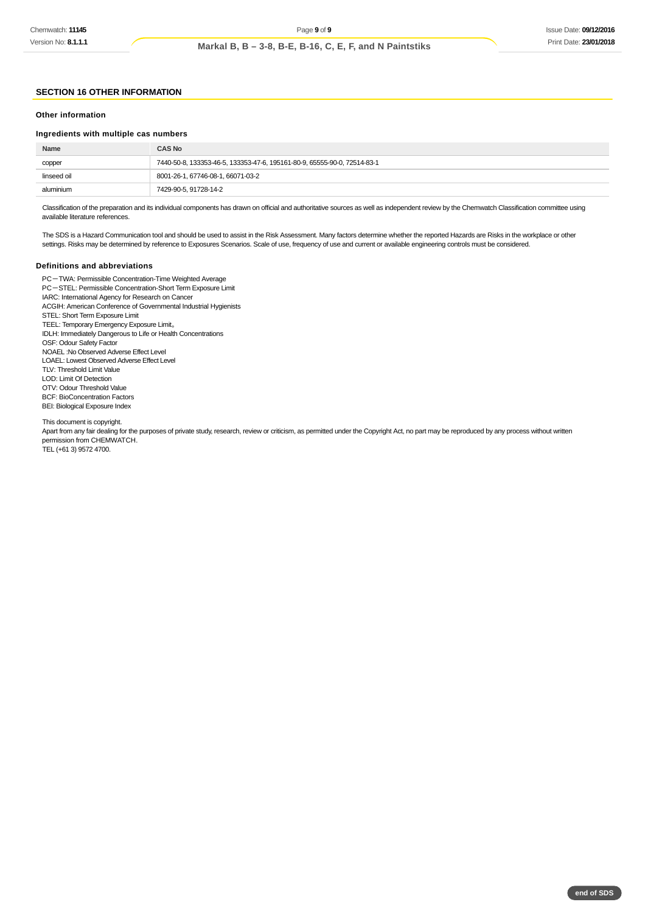## SECTION 16 OTHER INFORMATION

### Other information

### Ingredients with multiple cas numbers

| Name | CAS No |
|---|---|
| copper | 7440-50-8, 133353-46-5, 133353-47-6, 195161-80-9, 65555-90-0, 72514-83-1 |
| linseed oil | 8001-26-1, 67746-08-1, 66071-03-2 |
| aluminium | 7429-90-5, 91728-14-2 |

Classification of the preparation and its individual components has drawn on official and authoritative sources as well as independent review by the Chemwatch Classification committee using available literature references.

The SDS is a Hazard Communication tool and should be used to assist in the Risk Assessment. Many factors determine whether the reported Hazards are Risks in the workplace or other settings. Risks may be determined by reference to Exposures Scenarios. Scale of use, frequency of use and current or available engineering controls must be considered.

### Definitions and abbreviations

PC－TWA: Permissible Concentration-Time Weighted Average
PC－STEL: Permissible Concentration-Short Term Exposure Limit
IARC: International Agency for Research on Cancer
ACGIH: American Conference of Governmental Industrial Hygienists
STEL: Short Term Exposure Limit
TEEL: Temporary Emergency Exposure Limit。
IDLH: Immediately Dangerous to Life or Health Concentrations
OSF: Odour Safety Factor
NOAEL :No Observed Adverse Effect Level
LOAEL: Lowest Observed Adverse Effect Level
TLV: Threshold Limit Value
LOD: Limit Of Detection
OTV: Odour Threshold Value
BCF: BioConcentration Factors
BEI: Biological Exposure Index

This document is copyright.
Apart from any fair dealing for the purposes of private study, research, review or criticism, as permitted under the Copyright Act, no part may be reproduced by any process without written permission from CHEMWATCH.
TEL (+61 3) 9572 4700.

end of SDS